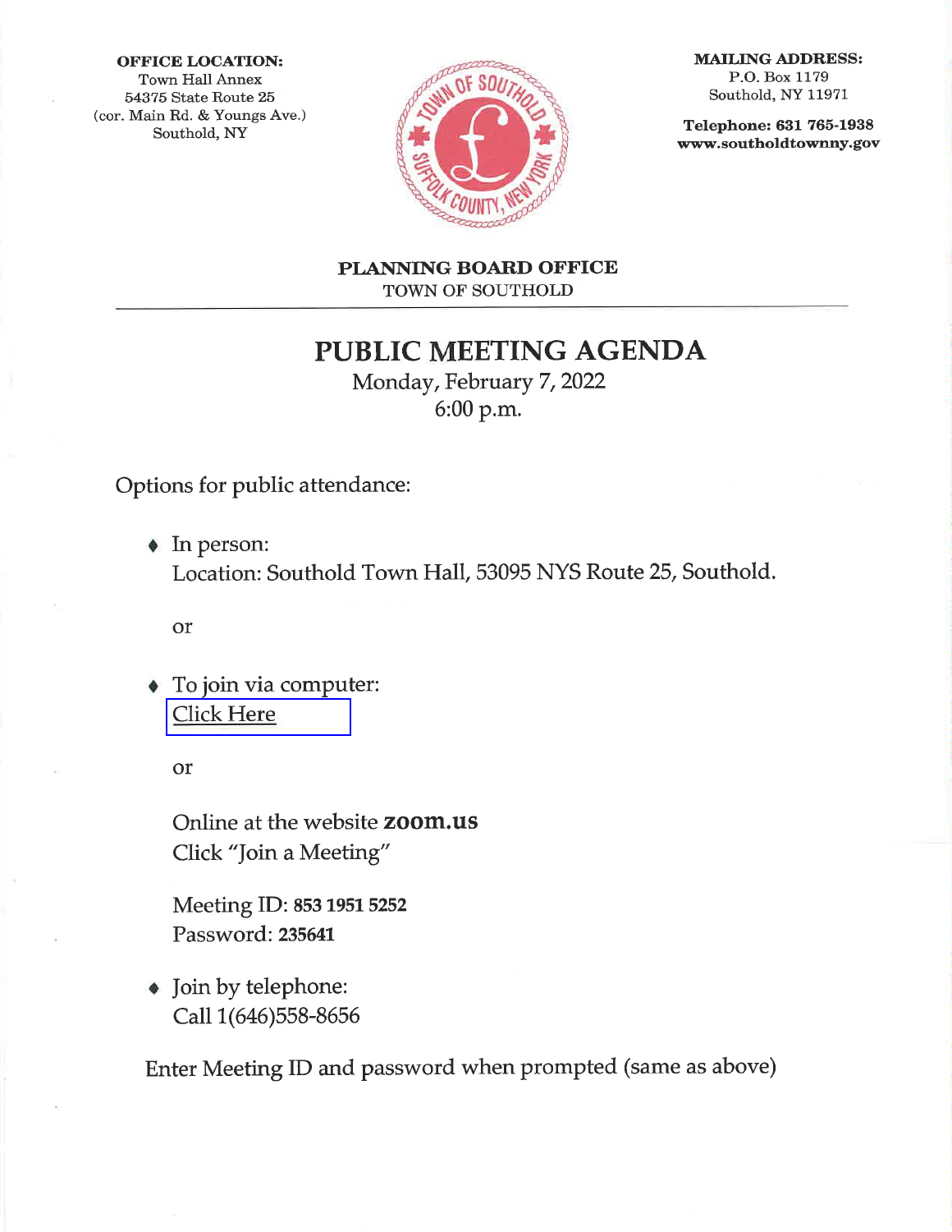**OFFICE LOCATION:**
Town Hall Annex
54375 State Route 25
(cor. Main Rd. & Youngs Ave.)
Southold, NY

**MAILING ADDRESS:**
P.O. Box 1179
Southold, NY 11971

**Telephone: 631 765-1938**
**www.southoldtownny.gov**

**PLANNING BOARD OFFICE**
TOWN OF SOUTHOLD

# PUBLIC MEETING AGENDA

Monday, February 7, 2022
6:00 p.m.

Options for public attendance:

- In person:
  Location: Southold Town Hall, 53095 NYS Route 25, Southold.

  or

- To join via computer:
  Click Here

  or

  Online at the website **zoom.us**
  Click "Join a Meeting"

  Meeting ID: **853 1951 5252**
  Password: **235641**

- Join by telephone:
  Call 1(646)558-8656

Enter Meeting ID and password when prompted (same as above)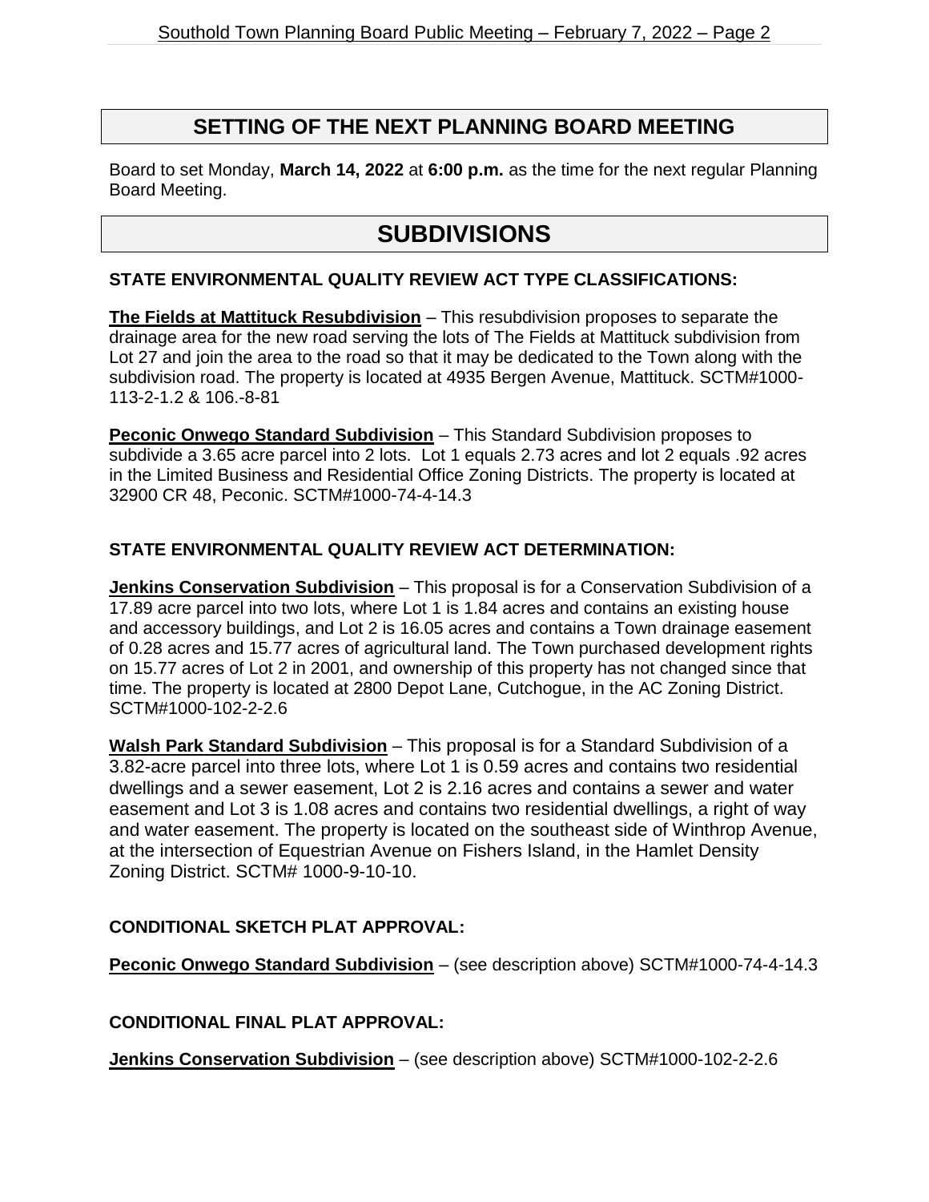## SETTING OF THE NEXT PLANNING BOARD MEETING

Board to set Monday, **March 14, 2022** at **6:00 p.m.** as the time for the next regular Planning Board Meeting.

# SUBDIVISIONS

### STATE ENVIRONMENTAL QUALITY REVIEW ACT TYPE CLASSIFICATIONS:

**The Fields at Mattituck Resubdivision** – This resubdivision proposes to separate the drainage area for the new road serving the lots of The Fields at Mattituck subdivision from Lot 27 and join the area to the road so that it may be dedicated to the Town along with the subdivision road. The property is located at 4935 Bergen Avenue, Mattituck. SCTM#1000-113-2-1.2 & 106.-8-81

**Peconic Onwego Standard Subdivision** – This Standard Subdivision proposes to subdivide a 3.65 acre parcel into 2 lots. Lot 1 equals 2.73 acres and lot 2 equals .92 acres in the Limited Business and Residential Office Zoning Districts. The property is located at 32900 CR 48, Peconic. SCTM#1000-74-4-14.3

### STATE ENVIRONMENTAL QUALITY REVIEW ACT DETERMINATION:

**Jenkins Conservation Subdivision** – This proposal is for a Conservation Subdivision of a 17.89 acre parcel into two lots, where Lot 1 is 1.84 acres and contains an existing house and accessory buildings, and Lot 2 is 16.05 acres and contains a Town drainage easement of 0.28 acres and 15.77 acres of agricultural land. The Town purchased development rights on 15.77 acres of Lot 2 in 2001, and ownership of this property has not changed since that time. The property is located at 2800 Depot Lane, Cutchogue, in the AC Zoning District. SCTM#1000-102-2-2.6

**Walsh Park Standard Subdivision** – This proposal is for a Standard Subdivision of a 3.82-acre parcel into three lots, where Lot 1 is 0.59 acres and contains two residential dwellings and a sewer easement, Lot 2 is 2.16 acres and contains a sewer and water easement and Lot 3 is 1.08 acres and contains two residential dwellings, a right of way and water easement. The property is located on the southeast side of Winthrop Avenue, at the intersection of Equestrian Avenue on Fishers Island, in the Hamlet Density Zoning District. SCTM# 1000-9-10-10.

### CONDITIONAL SKETCH PLAT APPROVAL:

**Peconic Onwego Standard Subdivision** – (see description above) SCTM#1000-74-4-14.3

### CONDITIONAL FINAL PLAT APPROVAL:

**Jenkins Conservation Subdivision** – (see description above) SCTM#1000-102-2-2.6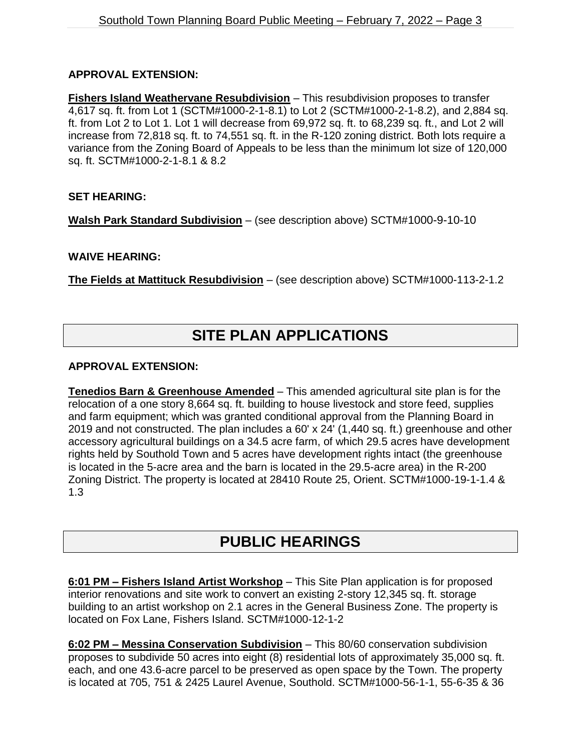**APPROVAL EXTENSION:**

**Fishers Island Weathervane Resubdivision** – This resubdivision proposes to transfer 4,617 sq. ft. from Lot 1 (SCTM#1000-2-1-8.1) to Lot 2 (SCTM#1000-2-1-8.2), and 2,884 sq. ft. from Lot 2 to Lot 1. Lot 1 will decrease from 69,972 sq. ft. to 68,239 sq. ft., and Lot 2 will increase from 72,818 sq. ft. to 74,551 sq. ft. in the R-120 zoning district. Both lots require a variance from the Zoning Board of Appeals to be less than the minimum lot size of 120,000 sq. ft. SCTM#1000-2-1-8.1 & 8.2

**SET HEARING:**

**Walsh Park Standard Subdivision** – (see description above) SCTM#1000-9-10-10

**WAIVE HEARING:**

**The Fields at Mattituck Resubdivision** – (see description above) SCTM#1000-113-2-1.2

## SITE PLAN APPLICATIONS

**APPROVAL EXTENSION:**

**Tenedios Barn & Greenhouse Amended** – This amended agricultural site plan is for the relocation of a one story 8,664 sq. ft. building to house livestock and store feed, supplies and farm equipment; which was granted conditional approval from the Planning Board in 2019 and not constructed. The plan includes a 60' x 24' (1,440 sq. ft.) greenhouse and other accessory agricultural buildings on a 34.5 acre farm, of which 29.5 acres have development rights held by Southold Town and 5 acres have development rights intact (the greenhouse is located in the 5-acre area and the barn is located in the 29.5-acre area) in the R-200 Zoning District. The property is located at 28410 Route 25, Orient. SCTM#1000-19-1-1.4 & 1.3

## PUBLIC HEARINGS

**6:01 PM – Fishers Island Artist Workshop** – This Site Plan application is for proposed interior renovations and site work to convert an existing 2-story 12,345 sq. ft. storage building to an artist workshop on 2.1 acres in the General Business Zone. The property is located on Fox Lane, Fishers Island. SCTM#1000-12-1-2

**6:02 PM – Messina Conservation Subdivision** – This 80/60 conservation subdivision proposes to subdivide 50 acres into eight (8) residential lots of approximately 35,000 sq. ft. each, and one 43.6-acre parcel to be preserved as open space by the Town. The property is located at 705, 751 & 2425 Laurel Avenue, Southold. SCTM#1000-56-1-1, 55-6-35 & 36